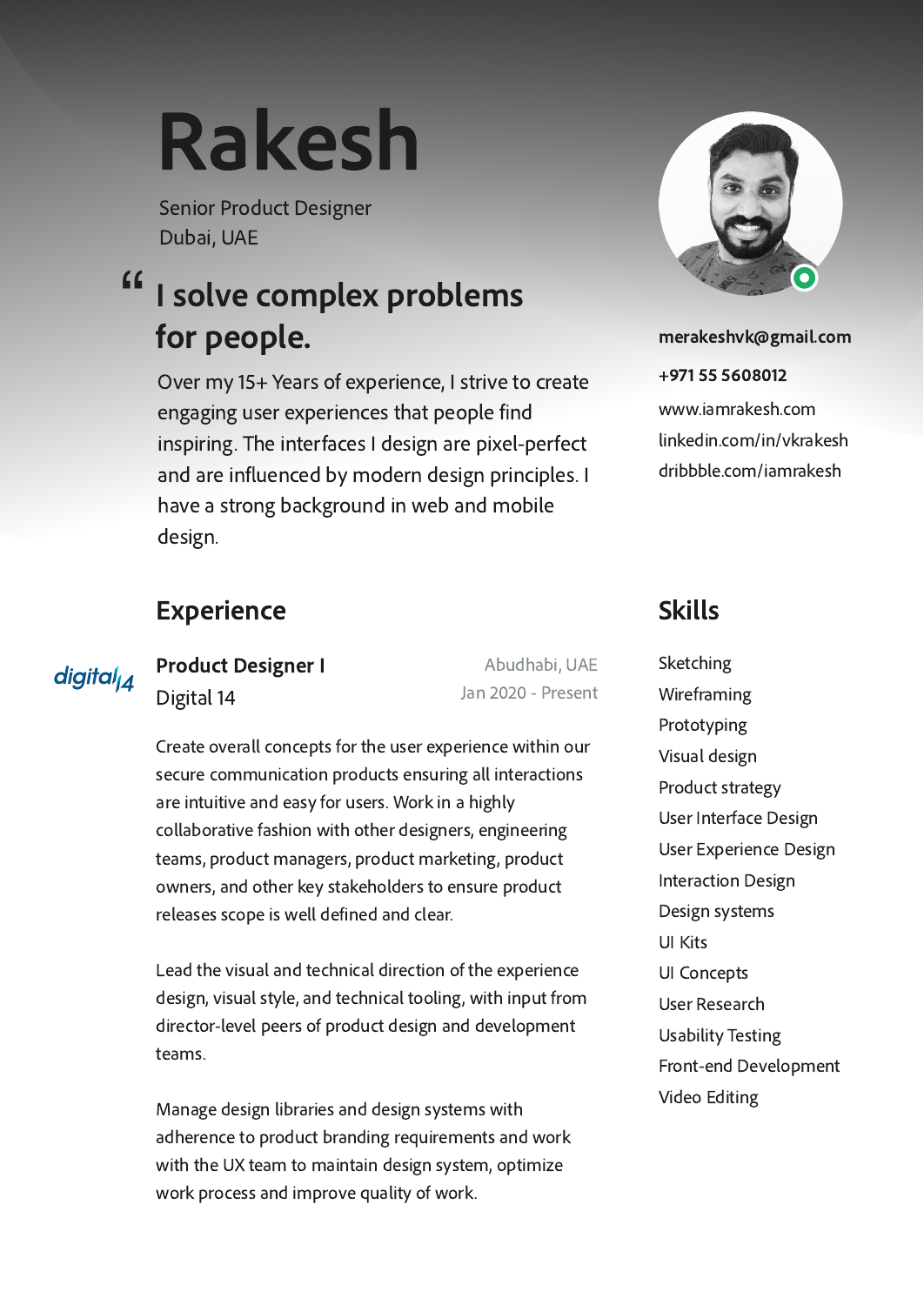# Rakesh

Senior Product Designer
Dubai, UAE

## "I solve complex problems for people.

Over my 15+ Years of experience, I strive to create engaging user experiences that people find inspiring. The interfaces I design are pixel-perfect and are influenced by modern design principles. I have a strong background in web and mobile design.

**merakeshvk@gmail.com**
**+971 55 5608012**
www.iamrakesh.com
linkedin.com/in/vkrakesh
dribbble.com/iamrakesh

## Experience

digital14

**Product Designer I**
Digital 14

Abudhabi, UAE
Jan 2020 - Present

Create overall concepts for the user experience within our secure communication products ensuring all interactions are intuitive and easy for users. Work in a highly collaborative fashion with other designers, engineering teams, product managers, product marketing, product owners, and other key stakeholders to ensure product releases scope is well defined and clear.

Lead the visual and technical direction of the experience design, visual style, and technical tooling, with input from director-level peers of product design and development teams.

Manage design libraries and design systems with adherence to product branding requirements and work with the UX team to maintain design system, optimize work process and improve quality of work.

## Skills

Sketching
Wireframing
Prototyping
Visual design
Product strategy
User Interface Design
User Experience Design
Interaction Design
Design systems
UI Kits
UI Concepts
User Research
Usability Testing
Front-end Development
Video Editing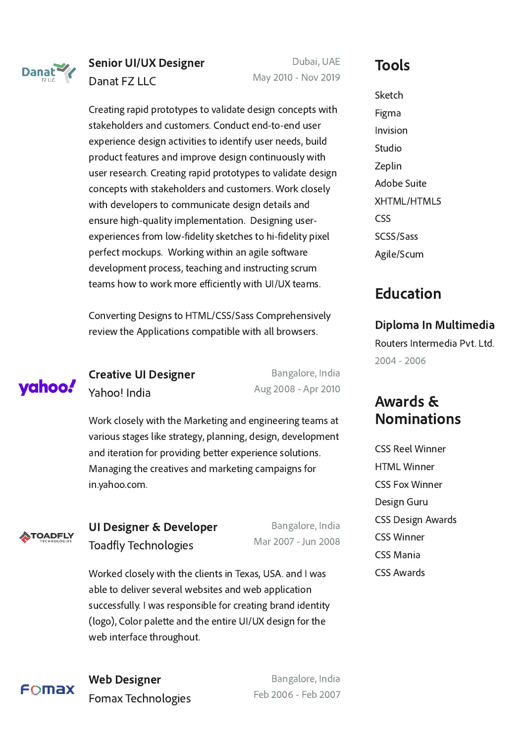### Senior UI/UX Designer
Danat FZ LLC

Dubai, UAE
May 2010 - Nov 2019

Creating rapid prototypes to validate design concepts with stakeholders and customers. Conduct end-to-end user experience design activities to identify user needs, build product features and improve design continuously with user research. Creating rapid prototypes to validate design concepts with stakeholders and customers. Work closely with developers to communicate design details and ensure high-quality implementation. Designing user-experiences from low-fidelity sketches to hi-fidelity pixel perfect mockups. Working within an agile software development process, teaching and instructing scrum teams how to work more efficiently with UI/UX teams.

Converting Designs to HTML/CSS/Sass Comprehensively review the Applications compatible with all browsers.

### Creative UI Designer
Yahoo! India

Bangalore, India
Aug 2008 - Apr 2010

Work closely with the Marketing and engineering teams at various stages like strategy, planning, design, development and iteration for providing better experience solutions. Managing the creatives and marketing campaigns for in.yahoo.com.

### UI Designer & Developer
Toadfly Technologies

Bangalore, India
Mar 2007 - Jun 2008

Worked closely with the clients in Texas, USA. and I was able to deliver several websites and web application successfully. I was responsible for creating brand identity (logo), Color palette and the entire UI/UX design for the web interface throughout.

### Web Designer
Fomax Technologies

Bangalore, India
Feb 2006 - Feb 2007

## Tools

- Sketch
- Figma
- Invision
- Studio
- Zeplin
- Adobe Suite
- XHTML/HTML5
- CSS
- SCSS/Sass
- Agile/Scum

## Education

### Diploma In Multimedia
Routers Intermedia Pvt. Ltd.
2004 - 2006

## Awards & Nominations

- CSS Reel Winner
- HTML Winner
- CSS Fox Winner
- Design Guru
- CSS Design Awards
- CSS Winner
- CSS Mania
- CSS Awards